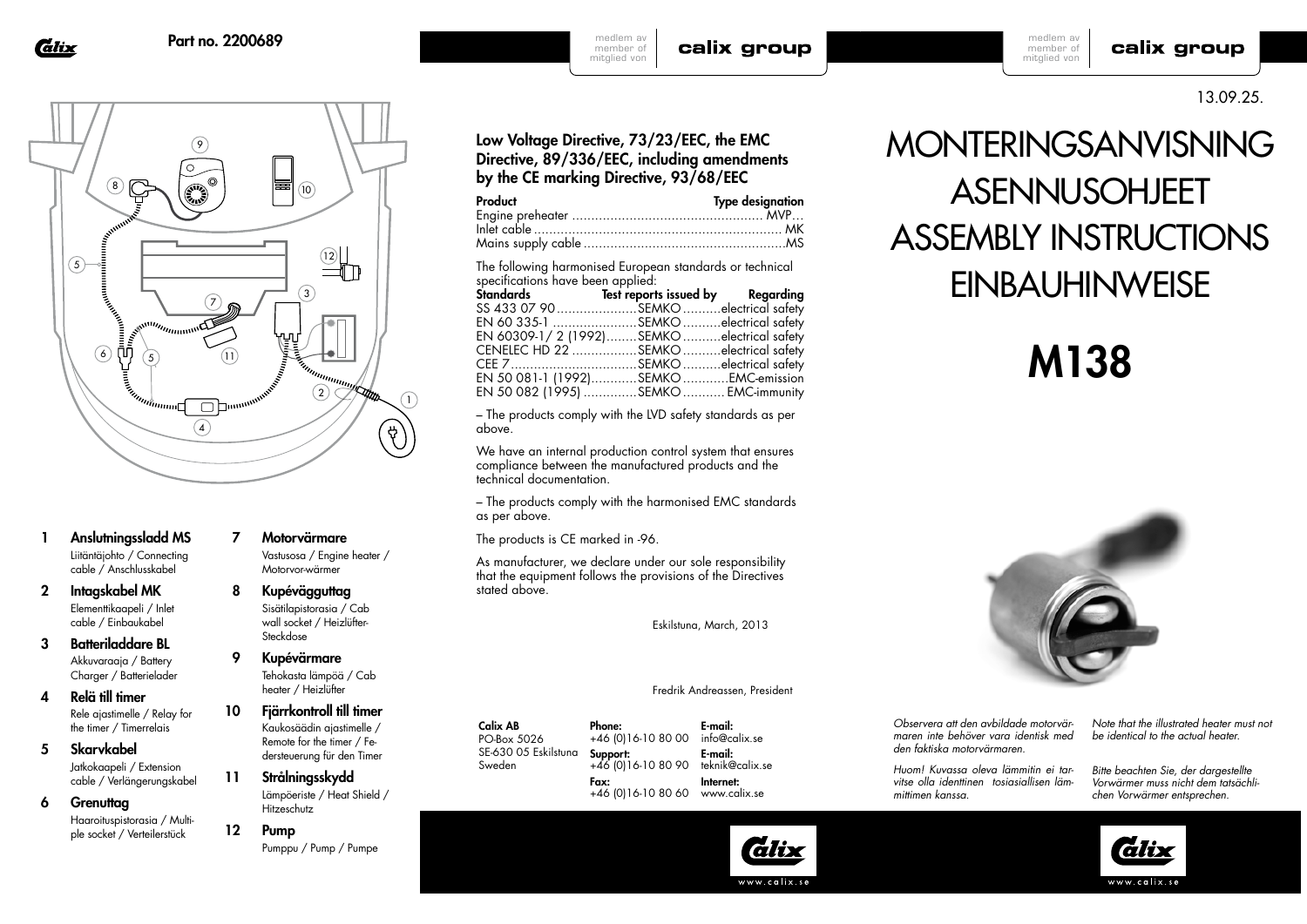Part no. 2200689

1. **Anslutningssladd MS**
   Liitäntäjohto / Connecting cable / Anschlusskabel
2. **Intagskabel MK**
   Elementtikaapeli / Inlet cable / Einbaukabel
3. **Batteriladdare BL**
   Akkuvaraaja / Battery Charger / Batterielader
4. **Relä till timer**
   Rele ajastimelle / Relay for the timer / Timerrelais
5. **Skarvkabel**
   Jatkokaapeli / Extension cable / Verlängerungskabel
6. **Grenuttag**
   Haaroituspistorasia / Multiple socket / Verteilerstück
7. **Motorvärmare**
   Vastusosa / Engine heater / Motorvor-wärmer
8. **Kupéväggutag**
   Sisätilapistorasia / Cab wall socket / Heizlüfter-Steckdose
9. **Kupévärmare**
   Tehokasta lämpöä / Cab heater / Heizlüfter
10. **Fjärrkontroll till timer**
    Kaukosäädin ajastimelle / Remote for the timer / Fe-dersteuerung für den Timer
11. **Strålningsskydd**
    Lämpöeriste / Heat Shield / Hitzeschutz
12. **Pump**
    Pumppu / Pump / Pumpe

**Low Voltage Directive, 73/23/EEC, the EMC Directive, 89/336/EEC, including amendments by the CE marking Directive, 93/68/EEC**

| Product | Type designation |
|---|---|
| Engine preheater | MVP… |
| Inlet cable | MK |
| Mains supply cable | MS |

The following harmonised European standards or technical specifications have been applied:

| Standards | Test reports issued by | Regarding |
|---|---|---|
| SS 433 07 90 | SEMKO | electrical safety |
| EN 60 335-1 | SEMKO | electrical safety |
| EN 60309-1/ 2 (1992) | SEMKO | electrical safety |
| CENELEC HD 22 | SEMKO | electrical safety |
| CEE 7 | SEMKO | electrical safety |
| EN 50 081-1 (1992) | SEMKO | EMC-emission |
| EN 50 082 (1995) | SEMKO | EMC-immunity |

– The products comply with the LVD safety standards as per above.

We have an internal production control system that ensures compliance between the manufactured products and the technical documentation.

– The products comply with the harmonised EMC standards as per above.

The products is CE marked in -96.

As manufacturer, we declare under our sole responsibility that the equipment follows the provisions of the Directives stated above.

Eskilstuna, March, 2013

Fredrik Andreassen, President

**Calix AB**
PO-Box 5026
SE-630 05 Eskilstuna
Sweden

**Phone:** +46 (0)16-10 80 00
**Support:** +46 (0)16-10 80 90
**Fax:** +46 (0)16-10 80 60

**E-mail:** info@calix.se
**E-mail:** teknik@calix.se
**Internet:** www.calix.se

13.09.25.

# MONTERINGSANVISNING
# ASENNUSOHJEET
# ASSEMBLY INSTRUCTIONS
# EINBAUHINWEISE

# M138

*Observera att den avbildade motorvärmaren inte behöver vara identisk med den faktiska motorvärmaren.*

*Huom! Kuvassa oleva lämmitin ei tarvitse olla identtinen tosiasiallisen lämmittimen kanssa.*

*Note that the illustrated heater must not be identical to the actual heater.*

*Bitte beachten Sie, der dargestellte Vorwärmer muss nicht dem tatsächlichen Vorwärmer entsprechen.*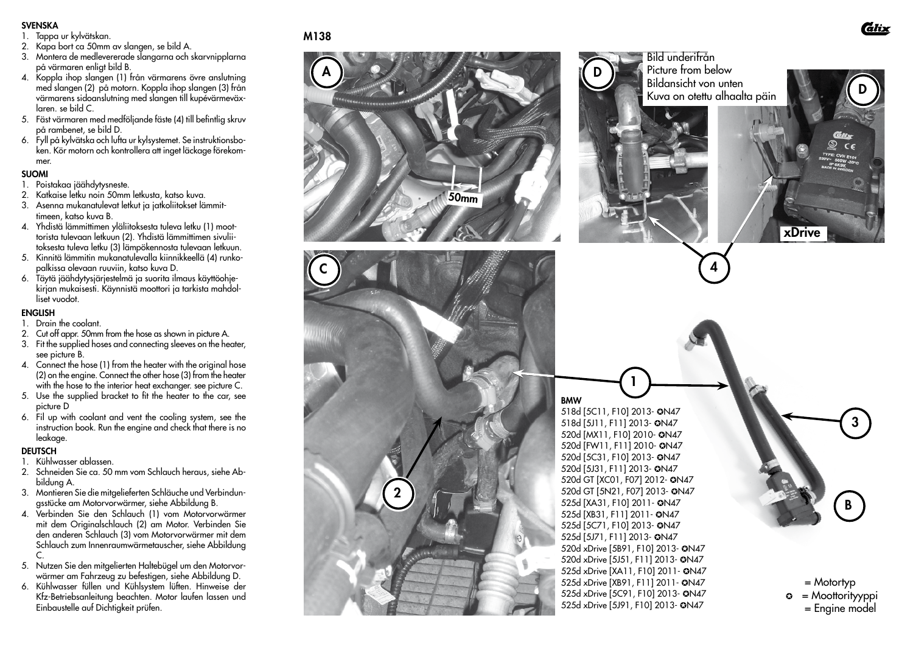### SVENSKA

1. Tappa ur kylvätskan.
2. Kapa bort ca 50mm av slangen, se bild A.
3. Montera de medlevererade slangarna och skarvnipplarna på värmaren enligt bild B.
4. Koppla ihop slangen (1) från värmarens övre anslutning med slangen (2) på motorn. Koppla ihop slangen (3) från värmarens sidoanslutning med slangen till kupévärmeväxlaren. se bild C.
5. Fäst värmaren med medföljande fäste (4) till befintlig skruv på rambenet, se bild D.
6. Fyll på kylvätska och lufta ur kylsystemet. Se instruktionsboken. Kör motorn och kontrollera att inget läckage förekommer.

### SUOMI

1. Poistakaa jäähdytysneste.
2. Katkaise letku noin 50mm letkusta, katso kuva.
3. Asenna mukanatulevat letkut ja jatkoliitokset lämmittimeen, katso kuva B.
4. Yhdistä lämmittimen yläliitoksesta tuleva letku (1) moottorista tulevaan letkuun (2). Yhdistä lämmittimen sivuliitoksesta tuleva letku (3) lämpökennosta tulevaan letkuun.
5. Kiinnitä lämmitin mukanatulevalla kiinnikkeellä (4) runkopalkissa olevaan ruuviin, katso kuva D.
6. Täytä jäähdytysjärjestelmä ja suorita ilmaus käyttöohjekirjan mukaisesti. Käynnistä moottori ja tarkista mahdolliset vuodot.

### ENGLISH

1. Drain the coolant.
2. Cut off appr. 50mm from the hose as shown in picture A.
3. Fit the supplied hoses and connecting sleeves on the heater, see picture B.
4. Connect the hose (1) from the heater with the original hose (2) on the engine. Connect the other hose (3) from the heater with the hose to the interior heat exchanger. see picture C.
5. Use the supplied bracket to fit the heater to the car, see picture D
6. Fil up with coolant and vent the cooling system, see the instruction book. Run the engine and check that there is no leakage.

### DEUTSCH

1. Kühlwasser ablassen.
2. Schneiden Sie ca. 50 mm vom Schlauch heraus, siehe Abbildung A.
3. Montieren Sie die mitgelieferten Schläuche und Verbindungsstücke am Motorvorwärmer, siehe Abbildung B.
4. Verbinden Sie den Schlauch (1) vom Motorvorwärmer mit dem Originalschlauch (2) am Motor. Verbinden Sie den anderen Schlauch (3) vom Motorvorwärmer mit dem Schlauch zum Innenraumwärmetauscher, siehe Abbildung C.
5. Nutzen Sie den mitgelierten Haltebügel um den Motorvorwärmer am Fahrzeug zu befestigen, siehe Abbildung D.
6. Kühlwasser füllen und Kühlsystem lüften. Hinweise der Kfz-Betriebsanleitung beachten. Motor laufen lassen und Einbaustelle auf Dichtigkeit prüfen.

## M138

A

50mm

D

Bild underifrån
Picture from below
Bildansicht von unten
Kuva on otettu alhaalta päin

D

xDrive

4

C

1

2

3

B

**BMW**

518d [5C11, F10] 2013- ✪N47
518d [5J11, F11] 2013- ✪N47
520d [MX11, F10] 2010- ✪N47
520d [FW11, F11] 2010- ✪N47
520d [5C31, F10] 2013- ✪N47
520d [5J31, F11] 2013- ✪N47
520d GT [XC01, F07] 2012- ✪N47
520d GT [5N21, F07] 2013- ✪N47
525d [XA31, F10] 2011- ✪N47
525d [XB31, F11] 2011- ✪N47
525d [5C71, F10] 2013- ✪N47
525d [5J71, F11] 2013- ✪N47
520d xDrive [5B91, F10] 2013- ✪N47
520d xDrive [5J51, F11] 2013- ✪N47
525d xDrive [XA11, F10] 2011- ✪N47
525d xDrive [XB91, F11] 2011- ✪N47
525d xDrive [5C91, F10] 2013- ✪N47
525d xDrive [5J91, F10] 2013- ✪N47

✪ = Motortyp
= Moottorityyppi
= Engine model